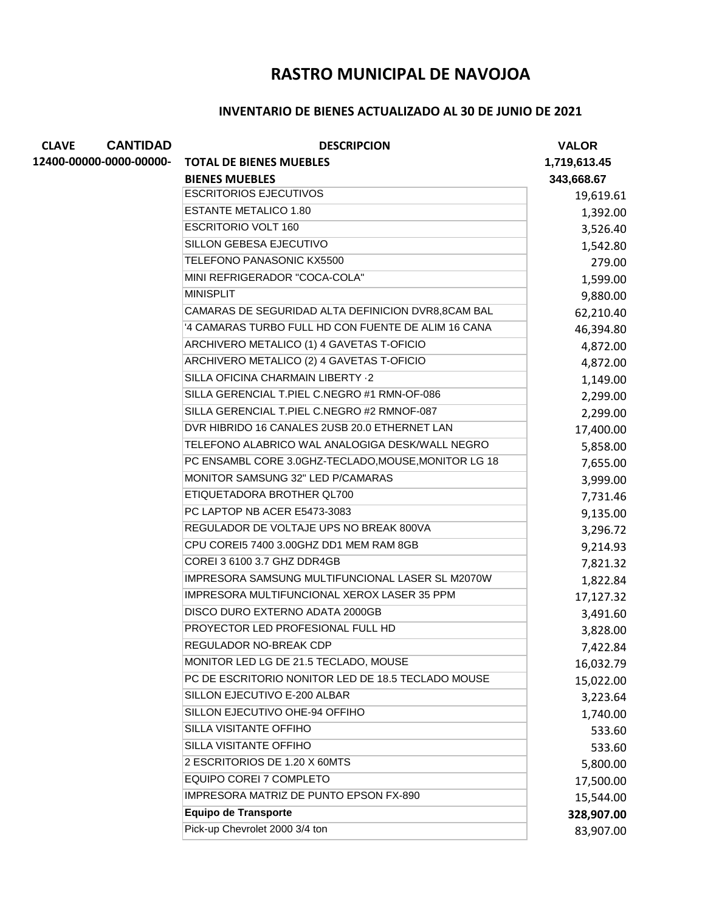# RASTRO MUNICIPAL DE NAVOJOA

## INVENTARIO DE BIENES ACTUALIZADO AL 30 DE JUNIO DE 2021

| CLAVE | CANTIDAD | DESCRIPCION | VALOR |
|---|---|---|---|
| 12400-00000-0000-00000- | | **TOTAL DE BIENES MUEBLES** | **1,719,613.45** |
| | | **BIENES MUEBLES** | **343,668.67** |
| | | ESCRITORIOS EJECUTIVOS | 19,619.61 |
| | | ESTANTE METALICO 1.80 | 1,392.00 |
| | | ESCRITORIO VOLT 160 | 3,526.40 |
| | | SILLON GEBESA EJECUTIVO | 1,542.80 |
| | | TELEFONO PANASONIC KX5500 | 279.00 |
| | | MINI REFRIGERADOR "COCA-COLA" | 1,599.00 |
| | | MINISPLIT | 9,880.00 |
| | | CAMARAS DE SEGURIDAD ALTA DEFINICION DVR8,8CAM BAL | 62,210.40 |
| | | '4 CAMARAS TURBO FULL HD CON FUENTE DE ALIM 16 CANA | 46,394.80 |
| | | ARCHIVERO METALICO (1) 4 GAVETAS T-OFICIO | 4,872.00 |
| | | ARCHIVERO METALICO (2) 4 GAVETAS T-OFICIO | 4,872.00 |
| | | SILLA OFICINA CHARMAIN LIBERTY ·2 | 1,149.00 |
| | | SILLA GERENCIAL T.PIEL C.NEGRO #1 RMN-OF-086 | 2,299.00 |
| | | SILLA GERENCIAL T.PIEL C.NEGRO #2 RMNOF-087 | 2,299.00 |
| | | DVR HIBRIDO 16 CANALES 2USB 20.0 ETHERNET LAN | 17,400.00 |
| | | TELEFONO ALABRICO WAL ANALOGIGA DESK/WALL NEGRO | 5,858.00 |
| | | PC ENSAMBL CORE 3.0GHZ-TECLADO,MOUSE,MONITOR LG 18 | 7,655.00 |
| | | MONITOR SAMSUNG 32" LED P/CAMARAS | 3,999.00 |
| | | ETIQUETADORA BROTHER QL700 | 7,731.46 |
| | | PC LAPTOP NB ACER E5473-3083 | 9,135.00 |
| | | REGULADOR DE VOLTAJE UPS NO BREAK 800VA | 3,296.72 |
| | | CPU COREI5 7400 3.00GHZ DD1 MEM RAM 8GB | 9,214.93 |
| | | COREI 3 6100 3.7 GHZ DDR4GB | 7,821.32 |
| | | IMPRESORA SAMSUNG MULTIFUNCIONAL LASER SL M2070W | 1,822.84 |
| | | IMPRESORA MULTIFUNCIONAL XEROX LASER 35 PPM | 17,127.32 |
| | | DISCO DURO EXTERNO ADATA 2000GB | 3,491.60 |
| | | PROYECTOR LED PROFESIONAL FULL HD | 3,828.00 |
| | | REGULADOR NO-BREAK CDP | 7,422.84 |
| | | MONITOR LED LG DE 21.5 TECLADO, MOUSE | 16,032.79 |
| | | PC DE ESCRITORIO NONITOR LED DE 18.5 TECLADO MOUSE | 15,022.00 |
| | | SILLON EJECUTIVO E-200 ALBAR | 3,223.64 |
| | | SILLON EJECUTIVO OHE-94 OFFIHO | 1,740.00 |
| | | SILLA VISITANTE OFFIHO | 533.60 |
| | | SILLA VISITANTE OFFIHO | 533.60 |
| | | 2 ESCRITORIOS DE 1.20 X 60MTS | 5,800.00 |
| | | EQUIPO COREI 7 COMPLETO | 17,500.00 |
| | | IMPRESORA MATRIZ DE PUNTO EPSON FX-890 | 15,544.00 |
| | | **Equipo de Transporte** | **328,907.00** |
| | | Pick-up Chevrolet 2000 3/4 ton | 83,907.00 |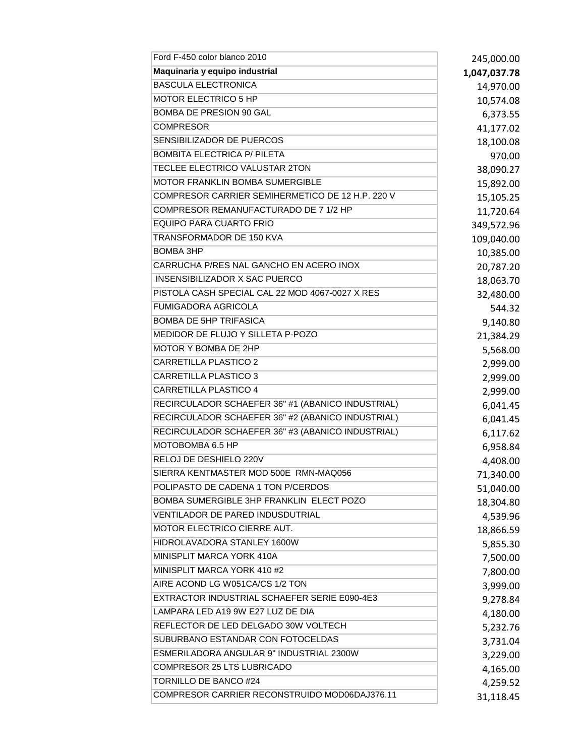| | |
|---|---|
| Ford F-450 color blanco 2010 | 245,000.00 |
| **Maquinaria y equipo industrial** | **1,047,037.78** |
| BASCULA ELECTRONICA | 14,970.00 |
| MOTOR ELECTRICO 5 HP | 10,574.08 |
| BOMBA DE PRESION 90 GAL | 6,373.55 |
| COMPRESOR | 41,177.02 |
| SENSIBILIZADOR DE PUERCOS | 18,100.08 |
| BOMBITA ELECTRICA P/ PILETA | 970.00 |
| TECLEE ELECTRICO VALUSTAR 2TON | 38,090.27 |
| MOTOR FRANKLIN BOMBA SUMERGIBLE | 15,892.00 |
| COMPRESOR CARRIER SEMIHERMETICO DE 12 H.P. 220 V | 15,105.25 |
| COMPRESOR REMANUFACTURADO DE 7 1/2 HP | 11,720.64 |
| EQUIPO PARA CUARTO FRIO | 349,572.96 |
| TRANSFORMADOR DE 150 KVA | 109,040.00 |
| BOMBA 3HP | 10,385.00 |
| CARRUCHA P/RES NAL GANCHO EN ACERO INOX | 20,787.20 |
| INSENSIBILIZADOR X SAC PUERCO | 18,063.70 |
| PISTOLA CASH SPECIAL CAL 22 MOD 4067-0027 X RES | 32,480.00 |
| FUMIGADORA AGRICOLA | 544.32 |
| BOMBA DE 5HP TRIFASICA | 9,140.80 |
| MEDIDOR DE FLUJO Y SILLETA P-POZO | 21,384.29 |
| MOTOR Y BOMBA DE 2HP | 5,568.00 |
| CARRETILLA PLASTICO 2 | 2,999.00 |
| CARRETILLA PLASTICO 3 | 2,999.00 |
| CARRETILLA PLASTICO 4 | 2,999.00 |
| RECIRCULADOR SCHAEFER 36" #1 (ABANICO INDUSTRIAL) | 6,041.45 |
| RECIRCULADOR SCHAEFER 36" #2 (ABANICO INDUSTRIAL) | 6,041.45 |
| RECIRCULADOR SCHAEFER 36" #3 (ABANICO INDUSTRIAL) | 6,117.62 |
| MOTOBOMBA 6.5 HP | 6,958.84 |
| RELOJ DE DESHIELO 220V | 4,408.00 |
| SIERRA KENTMASTER MOD 500E RMN-MAQ056 | 71,340.00 |
| POLIPASTO DE CADENA 1 TON P/CERDOS | 51,040.00 |
| BOMBA SUMERGIBLE 3HP FRANKLIN ELECT POZO | 18,304.80 |
| VENTILADOR DE PARED INDUSDUTRIAL | 4,539.96 |
| MOTOR ELECTRICO CIERRE AUT. | 18,866.59 |
| HIDROLAVADORA STANLEY 1600W | 5,855.30 |
| MINISPLIT MARCA YORK 410A | 7,500.00 |
| MINISPLIT MARCA YORK 410 #2 | 7,800.00 |
| AIRE ACOND LG W051CA/CS 1/2 TON | 3,999.00 |
| EXTRACTOR INDUSTRIAL SCHAEFER SERIE E090-4E3 | 9,278.84 |
| LAMPARA LED A19 9W E27 LUZ DE DIA | 4,180.00 |
| REFLECTOR DE LED DELGADO 30W VOLTECH | 5,232.76 |
| SUBURBANO ESTANDAR CON FOTOCELDAS | 3,731.04 |
| ESMERILADORA ANGULAR 9" INDUSTRIAL 2300W | 3,229.00 |
| COMPRESOR 25 LTS LUBRICADO | 4,165.00 |
| TORNILLO DE BANCO #24 | 4,259.52 |
| COMPRESOR CARRIER RECONSTRUIDO MOD06DAJ376.11 | 31,118.45 |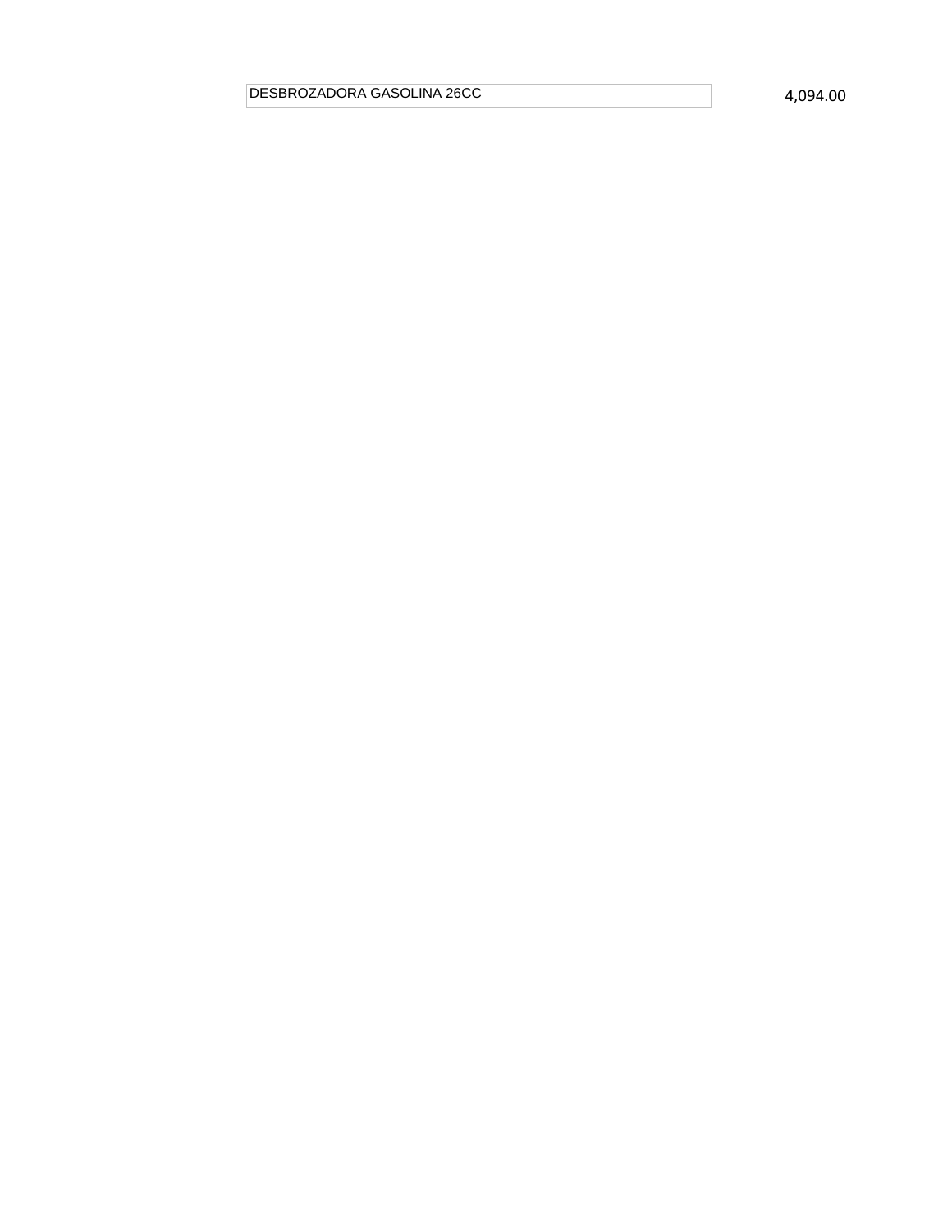| | |
|---|---|
| DESBROZADORA GASOLINA 26CC | 4,094.00 |